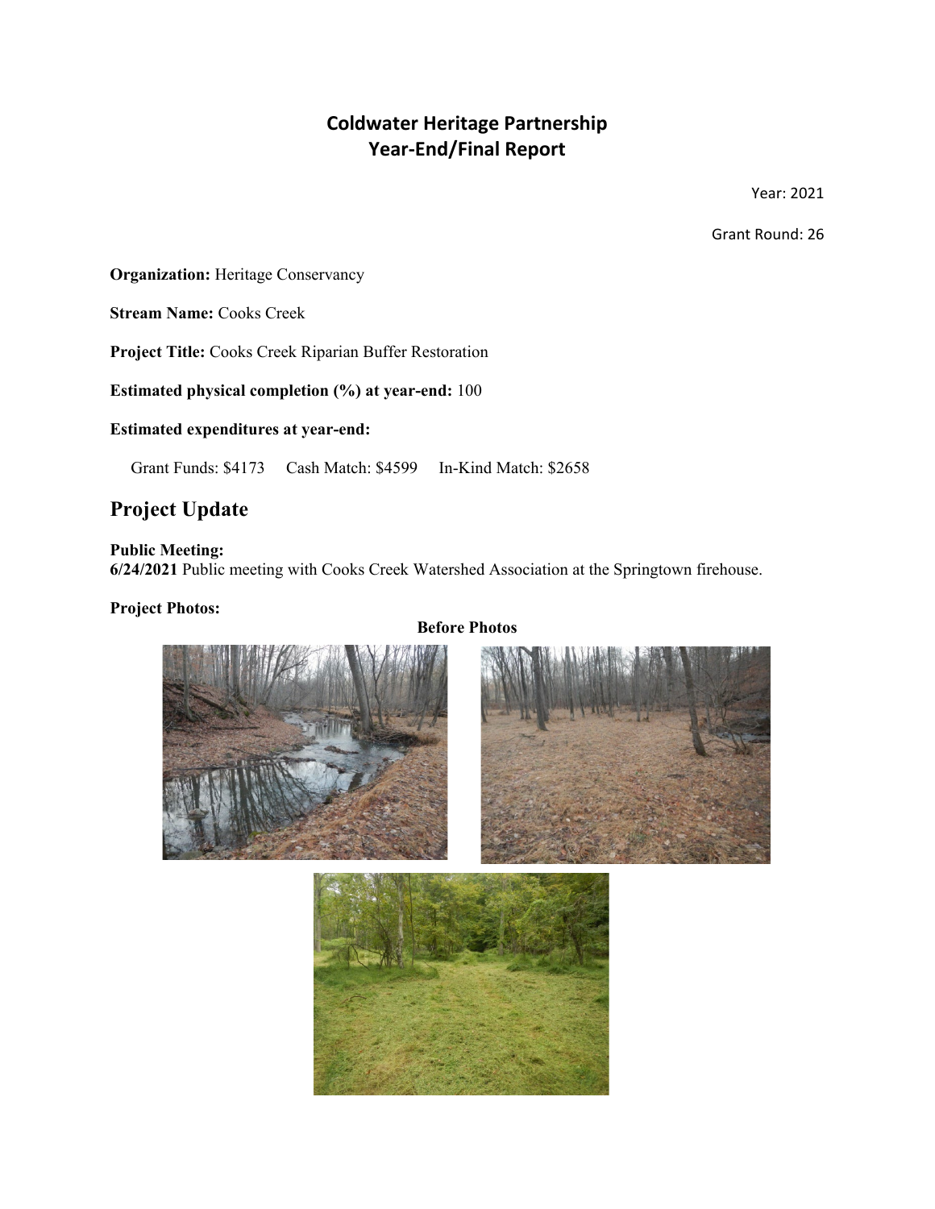# Coldwater Heritage Partnership
# Year-End/Final Report

Year: 2021

Grant Round: 26

**Organization:** Heritage Conservancy

**Stream Name:** Cooks Creek

**Project Title:** Cooks Creek Riparian Buffer Restoration

**Estimated physical completion (%) at year-end:** 100

**Estimated expenditures at year-end:**

Grant Funds: $4173  Cash Match: $4599  In-Kind Match: $2658

## Project Update

**Public Meeting:**
**6/24/2021** Public meeting with Cooks Creek Watershed Association at the Springtown firehouse.

**Project Photos:**

**Before Photos**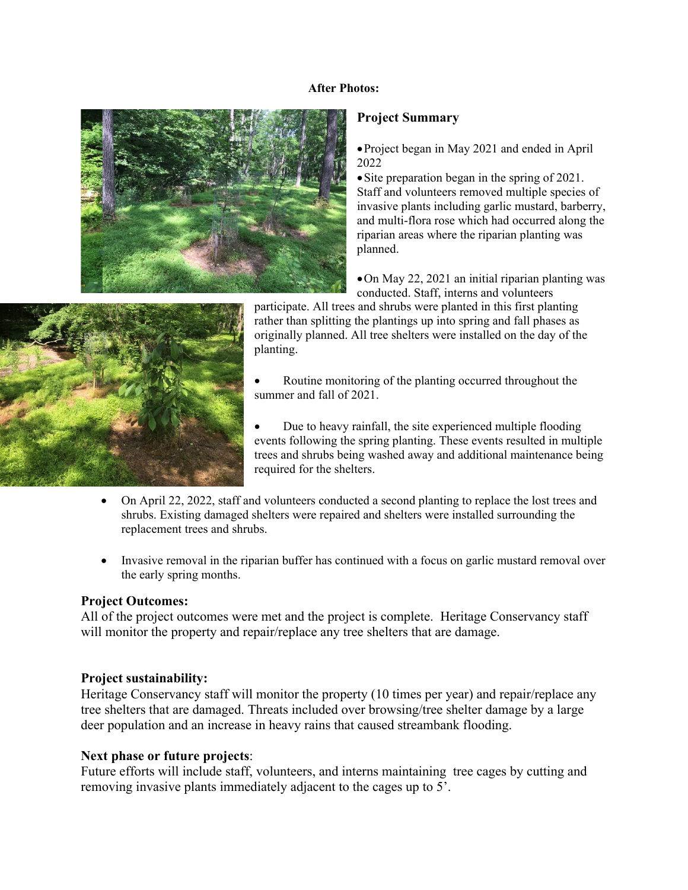**After Photos:**

## Project Summary

- Project began in May 2021 and ended in April 2022
- Site preparation began in the spring of 2021. Staff and volunteers removed multiple species of invasive plants including garlic mustard, barberry, and multi-flora rose which had occurred along the riparian areas where the riparian planting was planned.
- On May 22, 2021 an initial riparian planting was conducted. Staff, interns and volunteers participate. All trees and shrubs were planted in this first planting rather than splitting the plantings up into spring and fall phases as originally planned. All tree shelters were installed on the day of the planting.
- Routine monitoring of the planting occurred throughout the summer and fall of 2021.
- Due to heavy rainfall, the site experienced multiple flooding events following the spring planting. These events resulted in multiple trees and shrubs being washed away and additional maintenance being required for the shelters.
- On April 22, 2022, staff and volunteers conducted a second planting to replace the lost trees and shrubs. Existing damaged shelters were repaired and shelters were installed surrounding the replacement trees and shrubs.
- Invasive removal in the riparian buffer has continued with a focus on garlic mustard removal over the early spring months.

### Project Outcomes:

All of the project outcomes were met and the project is complete. Heritage Conservancy staff will monitor the property and repair/replace any tree shelters that are damage.

### Project sustainability:

Heritage Conservancy staff will monitor the property (10 times per year) and repair/replace any tree shelters that are damaged. Threats included over browsing/tree shelter damage by a large deer population and an increase in heavy rains that caused streambank flooding.

### Next phase or future projects:

Future efforts will include staff, volunteers, and interns maintaining tree cages by cutting and removing invasive plants immediately adjacent to the cages up to 5'.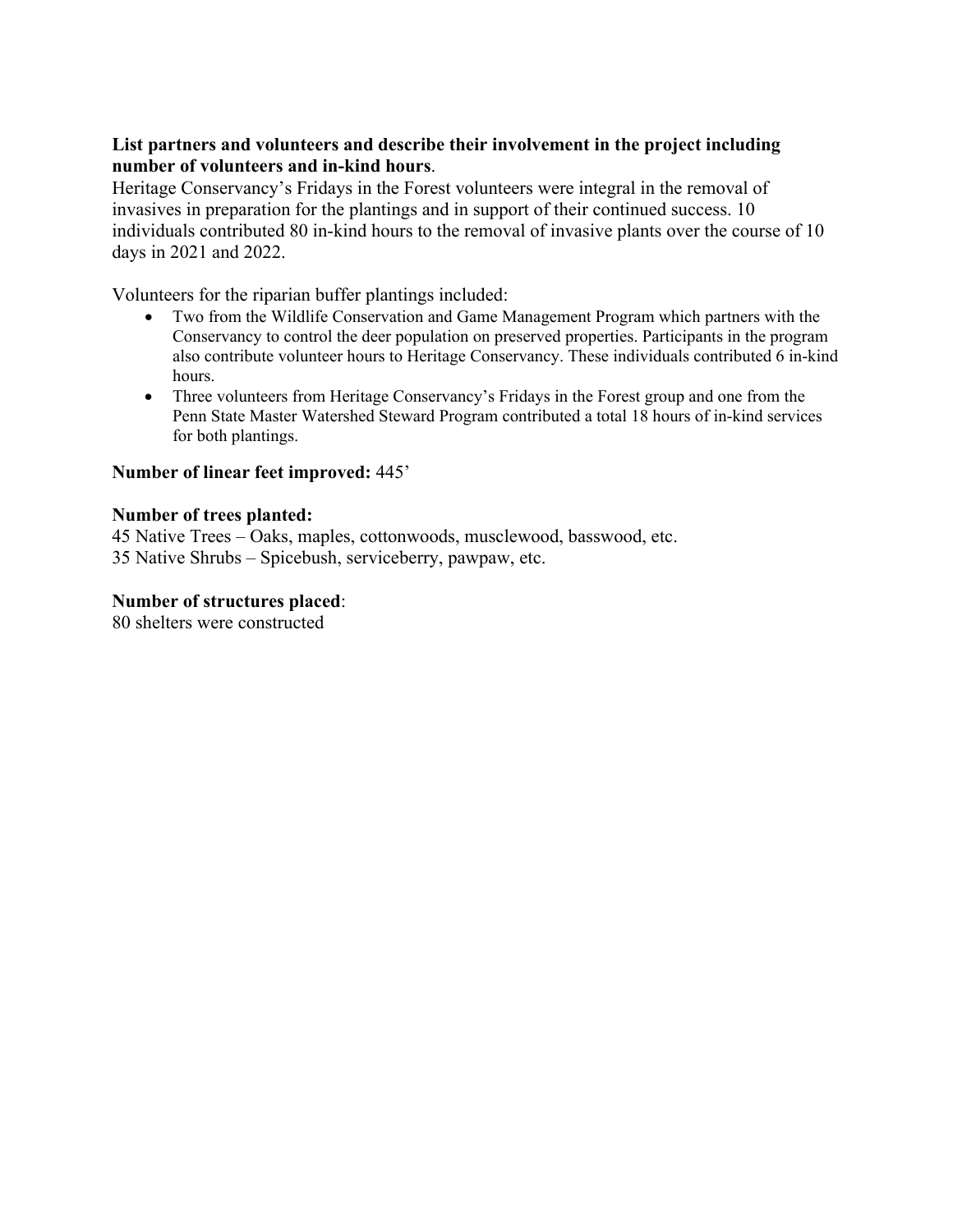**List partners and volunteers and describe their involvement in the project including number of volunteers and in-kind hours**.

Heritage Conservancy's Fridays in the Forest volunteers were integral in the removal of invasives in preparation for the plantings and in support of their continued success. 10 individuals contributed 80 in-kind hours to the removal of invasive plants over the course of 10 days in 2021 and 2022.

Volunteers for the riparian buffer plantings included:

- Two from the Wildlife Conservation and Game Management Program which partners with the Conservancy to control the deer population on preserved properties. Participants in the program also contribute volunteer hours to Heritage Conservancy. These individuals contributed 6 in-kind hours.
- Three volunteers from Heritage Conservancy's Fridays in the Forest group and one from the Penn State Master Watershed Steward Program contributed a total 18 hours of in-kind services for both plantings.

**Number of linear feet improved:** 445'

**Number of trees planted:**

45 Native Trees – Oaks, maples, cottonwoods, musclewood, basswood, etc.
35 Native Shrubs – Spicebush, serviceberry, pawpaw, etc.

**Number of structures placed**:

80 shelters were constructed